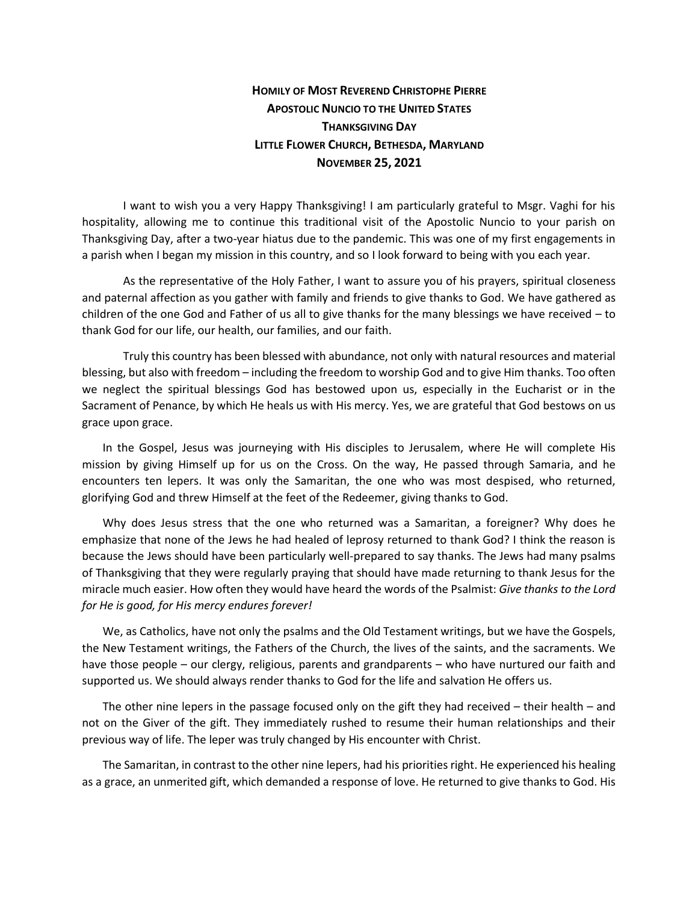**HOMILY OF MOST REVEREND CHRISTOPHE PIERRE**
**APOSTOLIC NUNCIO TO THE UNITED STATES**
**THANKSGIVING DAY**
**LITTLE FLOWER CHURCH, BETHESDA, MARYLAND**
**NOVEMBER 25, 2021**

I want to wish you a very Happy Thanksgiving! I am particularly grateful to Msgr. Vaghi for his hospitality, allowing me to continue this traditional visit of the Apostolic Nuncio to your parish on Thanksgiving Day, after a two-year hiatus due to the pandemic. This was one of my first engagements in a parish when I began my mission in this country, and so I look forward to being with you each year.

As the representative of the Holy Father, I want to assure you of his prayers, spiritual closeness and paternal affection as you gather with family and friends to give thanks to God. We have gathered as children of the one God and Father of us all to give thanks for the many blessings we have received – to thank God for our life, our health, our families, and our faith.

Truly this country has been blessed with abundance, not only with natural resources and material blessing, but also with freedom – including the freedom to worship God and to give Him thanks. Too often we neglect the spiritual blessings God has bestowed upon us, especially in the Eucharist or in the Sacrament of Penance, by which He heals us with His mercy. Yes, we are grateful that God bestows on us grace upon grace.

In the Gospel, Jesus was journeying with His disciples to Jerusalem, where He will complete His mission by giving Himself up for us on the Cross. On the way, He passed through Samaria, and he encounters ten lepers. It was only the Samaritan, the one who was most despised, who returned, glorifying God and threw Himself at the feet of the Redeemer, giving thanks to God.

Why does Jesus stress that the one who returned was a Samaritan, a foreigner? Why does he emphasize that none of the Jews he had healed of leprosy returned to thank God? I think the reason is because the Jews should have been particularly well-prepared to say thanks. The Jews had many psalms of Thanksgiving that they were regularly praying that should have made returning to thank Jesus for the miracle much easier. How often they would have heard the words of the Psalmist: *Give thanks to the Lord for He is good, for His mercy endures forever!*

We, as Catholics, have not only the psalms and the Old Testament writings, but we have the Gospels, the New Testament writings, the Fathers of the Church, the lives of the saints, and the sacraments. We have those people – our clergy, religious, parents and grandparents – who have nurtured our faith and supported us. We should always render thanks to God for the life and salvation He offers us.

The other nine lepers in the passage focused only on the gift they had received – their health – and not on the Giver of the gift. They immediately rushed to resume their human relationships and their previous way of life. The leper was truly changed by His encounter with Christ.

The Samaritan, in contrast to the other nine lepers, had his priorities right. He experienced his healing as a grace, an unmerited gift, which demanded a response of love. He returned to give thanks to God. His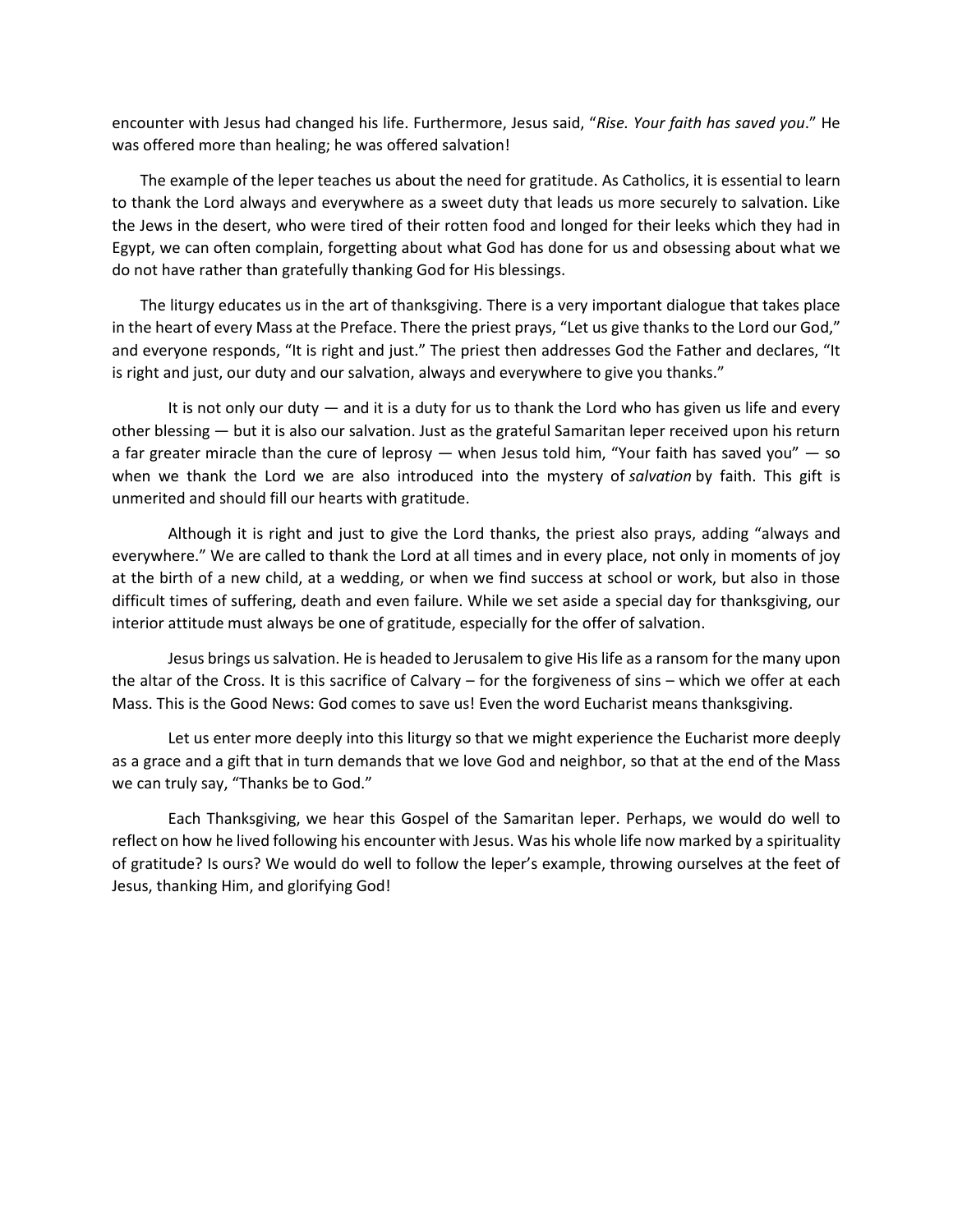encounter with Jesus had changed his life. Furthermore, Jesus said, "*Rise. Your faith has saved you*." He was offered more than healing; he was offered salvation!

The example of the leper teaches us about the need for gratitude. As Catholics, it is essential to learn to thank the Lord always and everywhere as a sweet duty that leads us more securely to salvation. Like the Jews in the desert, who were tired of their rotten food and longed for their leeks which they had in Egypt, we can often complain, forgetting about what God has done for us and obsessing about what we do not have rather than gratefully thanking God for His blessings.

The liturgy educates us in the art of thanksgiving. There is a very important dialogue that takes place in the heart of every Mass at the Preface. There the priest prays, "Let us give thanks to the Lord our God," and everyone responds, "It is right and just." The priest then addresses God the Father and declares, "It is right and just, our duty and our salvation, always and everywhere to give you thanks."

It is not only our duty — and it is a duty for us to thank the Lord who has given us life and every other blessing — but it is also our salvation. Just as the grateful Samaritan leper received upon his return a far greater miracle than the cure of leprosy — when Jesus told him, "Your faith has saved you" — so when we thank the Lord we are also introduced into the mystery of *salvation* by faith. This gift is unmerited and should fill our hearts with gratitude.

Although it is right and just to give the Lord thanks, the priest also prays, adding "always and everywhere." We are called to thank the Lord at all times and in every place, not only in moments of joy at the birth of a new child, at a wedding, or when we find success at school or work, but also in those difficult times of suffering, death and even failure. While we set aside a special day for thanksgiving, our interior attitude must always be one of gratitude, especially for the offer of salvation.

Jesus brings us salvation. He is headed to Jerusalem to give His life as a ransom for the many upon the altar of the Cross. It is this sacrifice of Calvary – for the forgiveness of sins – which we offer at each Mass. This is the Good News: God comes to save us! Even the word Eucharist means thanksgiving.

Let us enter more deeply into this liturgy so that we might experience the Eucharist more deeply as a grace and a gift that in turn demands that we love God and neighbor, so that at the end of the Mass we can truly say, "Thanks be to God."

Each Thanksgiving, we hear this Gospel of the Samaritan leper. Perhaps, we would do well to reflect on how he lived following his encounter with Jesus. Was his whole life now marked by a spirituality of gratitude? Is ours? We would do well to follow the leper's example, throwing ourselves at the feet of Jesus, thanking Him, and glorifying God!